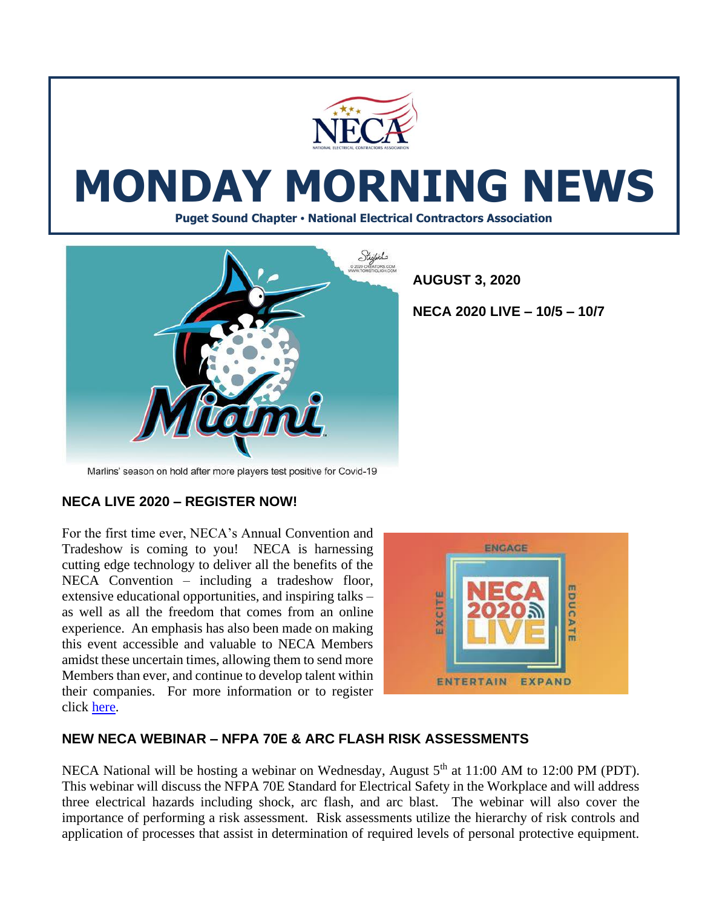# MONDAY MORNING NEWS

**Puget Sound Chapter • National Electrical Contractors Association**

Marlins' season on hold after more players test positive for Covid-19

**AUGUST 3, 2020**

**NECA 2020 LIVE – 10/5 – 10/7**

## NECA LIVE 2020 – REGISTER NOW!

For the first time ever, NECA's Annual Convention and Tradeshow is coming to you! NECA is harnessing cutting edge technology to deliver all the benefits of the NECA Convention – including a tradeshow floor, extensive educational opportunities, and inspiring talks – as well as all the freedom that comes from an online experience. An emphasis has also been made on making this event accessible and valuable to NECA Members amidst these uncertain times, allowing them to send more Members than ever, and continue to develop talent within their companies. For more information or to register click here.

## NEW NECA WEBINAR – NFPA 70E & ARC FLASH RISK ASSESSMENTS

NECA National will be hosting a webinar on Wednesday, August 5th at 11:00 AM to 12:00 PM (PDT). This webinar will discuss the NFPA 70E Standard for Electrical Safety in the Workplace and will address three electrical hazards including shock, arc flash, and arc blast. The webinar will also cover the importance of performing a risk assessment. Risk assessments utilize the hierarchy of risk controls and application of processes that assist in determination of required levels of personal protective equipment.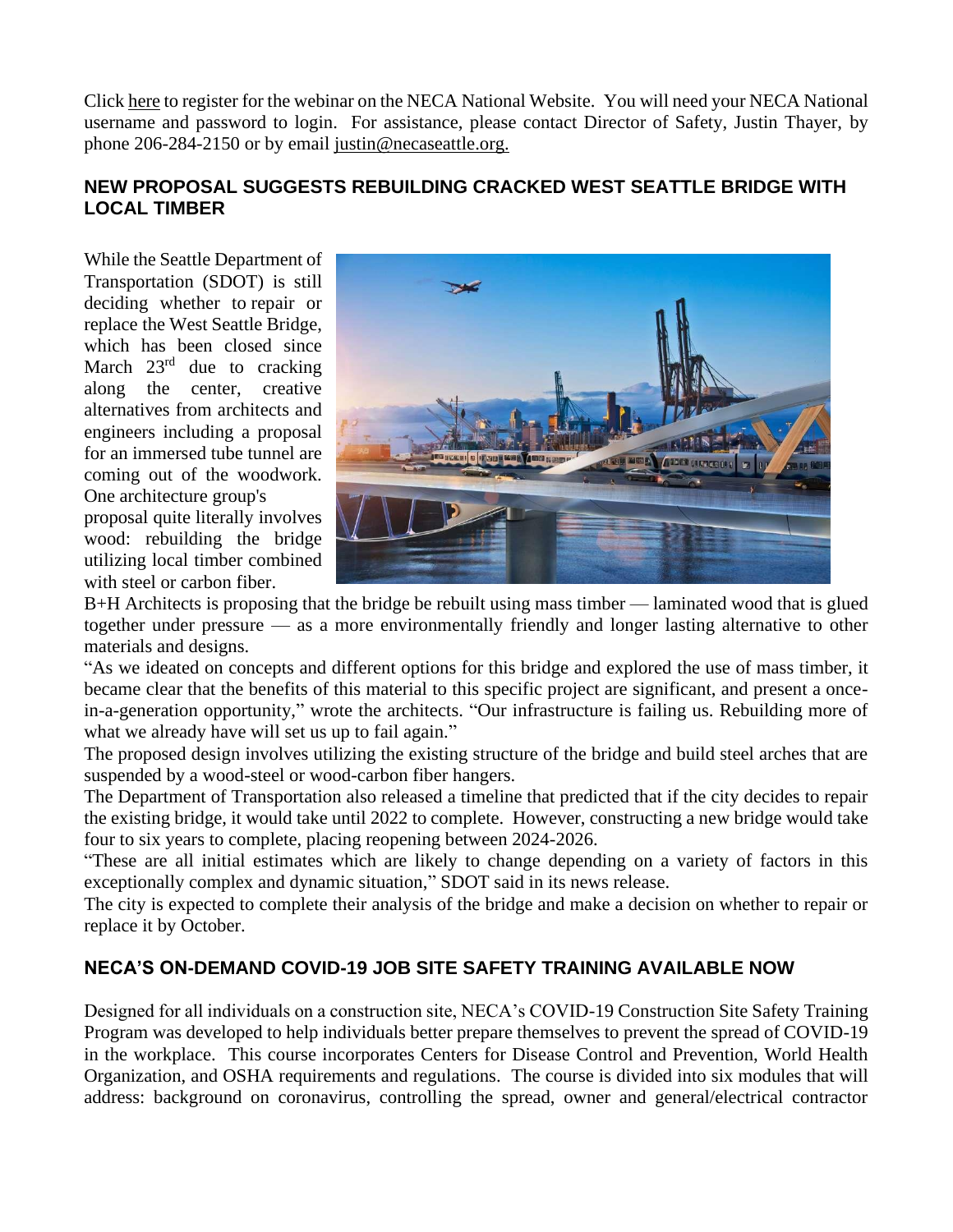Click here to register for the webinar on the NECA National Website. You will need your NECA National username and password to login. For assistance, please contact Director of Safety, Justin Thayer, by phone 206-284-2150 or by email justin@necaseattle.org.

## NEW PROPOSAL SUGGESTS REBUILDING CRACKED WEST SEATTLE BRIDGE WITH LOCAL TIMBER

While the Seattle Department of Transportation (SDOT) is still deciding whether to repair or replace the West Seattle Bridge, which has been closed since March 23rd due to cracking along the center, creative alternatives from architects and engineers including a proposal for an immersed tube tunnel are coming out of the woodwork. One architecture group's proposal quite literally involves wood: rebuilding the bridge utilizing local timber combined with steel or carbon fiber.

B+H Architects is proposing that the bridge be rebuilt using mass timber — laminated wood that is glued together under pressure — as a more environmentally friendly and longer lasting alternative to other materials and designs.

"As we ideated on concepts and different options for this bridge and explored the use of mass timber, it became clear that the benefits of this material to this specific project are significant, and present a once-in-a-generation opportunity," wrote the architects. "Our infrastructure is failing us. Rebuilding more of what we already have will set us up to fail again."

The proposed design involves utilizing the existing structure of the bridge and build steel arches that are suspended by a wood-steel or wood-carbon fiber hangers.

The Department of Transportation also released a timeline that predicted that if the city decides to repair the existing bridge, it would take until 2022 to complete. However, constructing a new bridge would take four to six years to complete, placing reopening between 2024-2026.

"These are all initial estimates which are likely to change depending on a variety of factors in this exceptionally complex and dynamic situation," SDOT said in its news release.

The city is expected to complete their analysis of the bridge and make a decision on whether to repair or replace it by October.

## NECA'S ON-DEMAND COVID-19 JOB SITE SAFETY TRAINING AVAILABLE NOW

Designed for all individuals on a construction site, NECA's COVID-19 Construction Site Safety Training Program was developed to help individuals better prepare themselves to prevent the spread of COVID-19 in the workplace. This course incorporates Centers for Disease Control and Prevention, World Health Organization, and OSHA requirements and regulations. The course is divided into six modules that will address: background on coronavirus, controlling the spread, owner and general/electrical contractor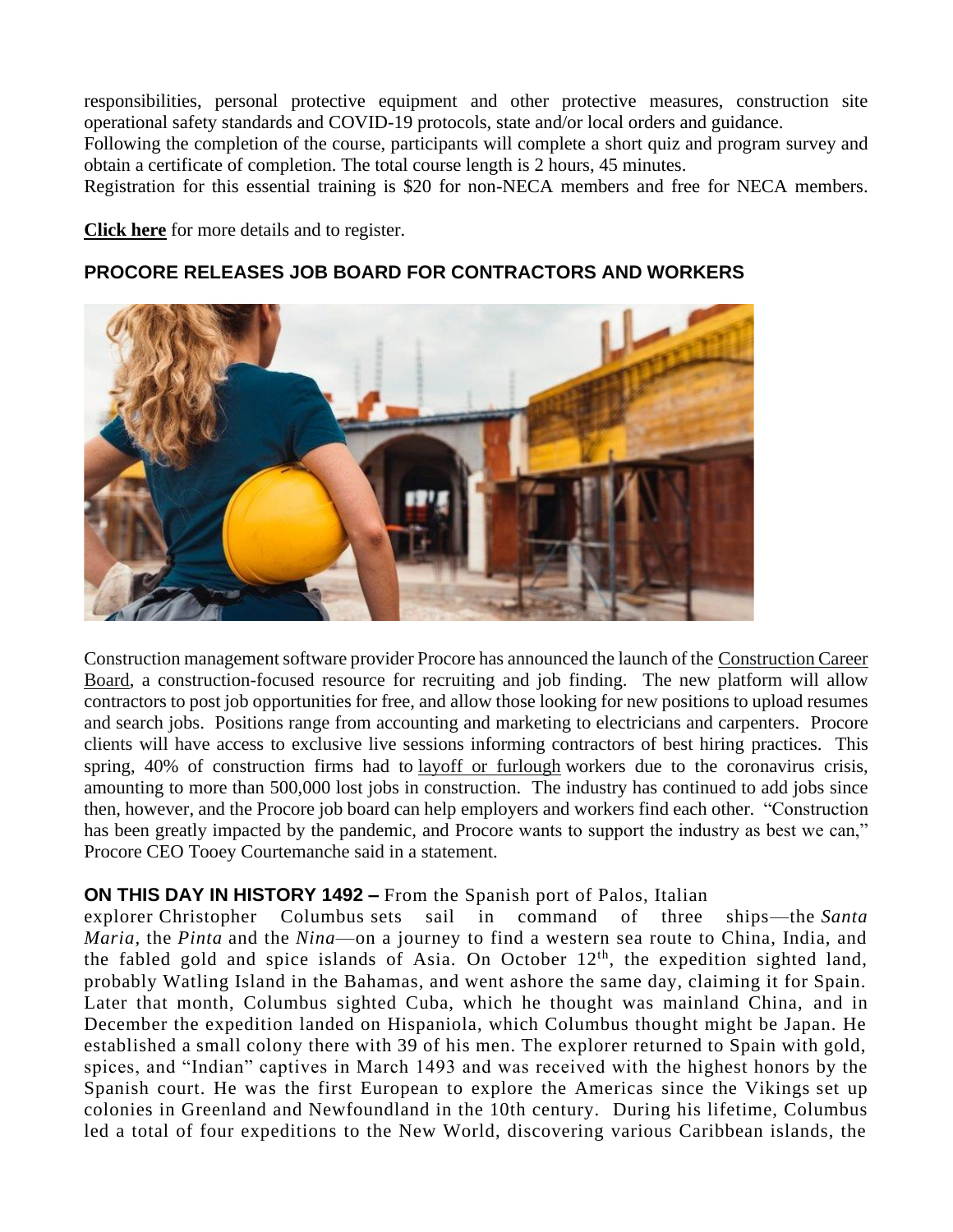responsibilities, personal protective equipment and other protective measures, construction site operational safety standards and COVID-19 protocols, state and/or local orders and guidance.

Following the completion of the course, participants will complete a short quiz and program survey and obtain a certificate of completion. The total course length is 2 hours, 45 minutes.

Registration for this essential training is $20 for non-NECA members and free for NECA members.

**Click here** for more details and to register.

## PROCORE RELEASES JOB BOARD FOR CONTRACTORS AND WORKERS

Construction management software provider Procore has announced the launch of the Construction Career Board, a construction-focused resource for recruiting and job finding. The new platform will allow contractors to post job opportunities for free, and allow those looking for new positions to upload resumes and search jobs. Positions range from accounting and marketing to electricians and carpenters. Procore clients will have access to exclusive live sessions informing contractors of best hiring practices. This spring, 40% of construction firms had to layoff or furlough workers due to the coronavirus crisis, amounting to more than 500,000 lost jobs in construction. The industry has continued to add jobs since then, however, and the Procore job board can help employers and workers find each other. "Construction has been greatly impacted by the pandemic, and Procore wants to support the industry as best we can," Procore CEO Tooey Courtemanche said in a statement.

**ON THIS DAY IN HISTORY 1492 –** From the Spanish port of Palos, Italian explorer Christopher Columbus sets sail in command of three ships—the *Santa Maria*, the *Pinta* and the *Nina*—on a journey to find a western sea route to China, India, and the fabled gold and spice islands of Asia. On October 12th, the expedition sighted land, probably Watling Island in the Bahamas, and went ashore the same day, claiming it for Spain. Later that month, Columbus sighted Cuba, which he thought was mainland China, and in December the expedition landed on Hispaniola, which Columbus thought might be Japan. He established a small colony there with 39 of his men. The explorer returned to Spain with gold, spices, and "Indian" captives in March 1493 and was received with the highest honors by the Spanish court. He was the first European to explore the Americas since the Vikings set up colonies in Greenland and Newfoundland in the 10th century. During his lifetime, Columbus led a total of four expeditions to the New World, discovering various Caribbean islands, the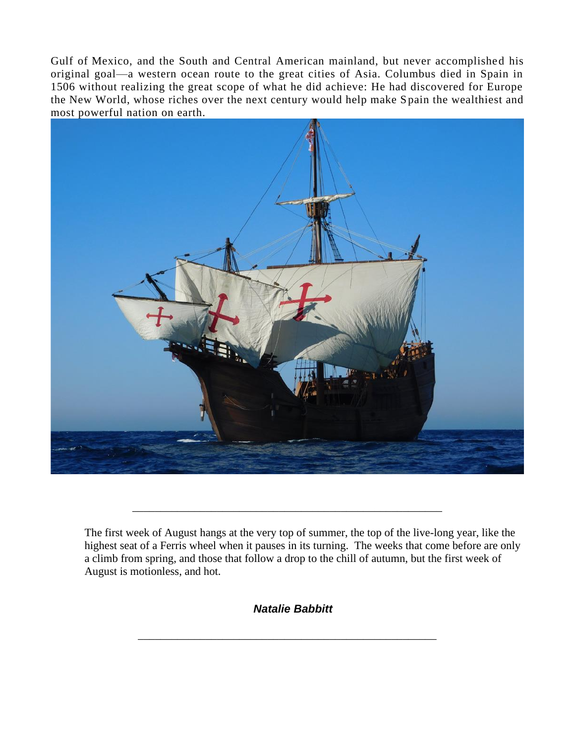Gulf of Mexico, and the South and Central American mainland, but never accomplished his original goal—a western ocean route to the great cities of Asia. Columbus died in Spain in 1506 without realizing the great scope of what he did achieve: He had discovered for Europe the New World, whose riches over the next century would help make Spain the wealthiest and most powerful nation on earth.

---

The first week of August hangs at the very top of summer, the top of the live-long year, like the highest seat of a Ferris wheel when it pauses in its turning. The weeks that come before are only a climb from spring, and those that follow a drop to the chill of autumn, but the first week of August is motionless, and hot.

***Natalie Babbitt***

---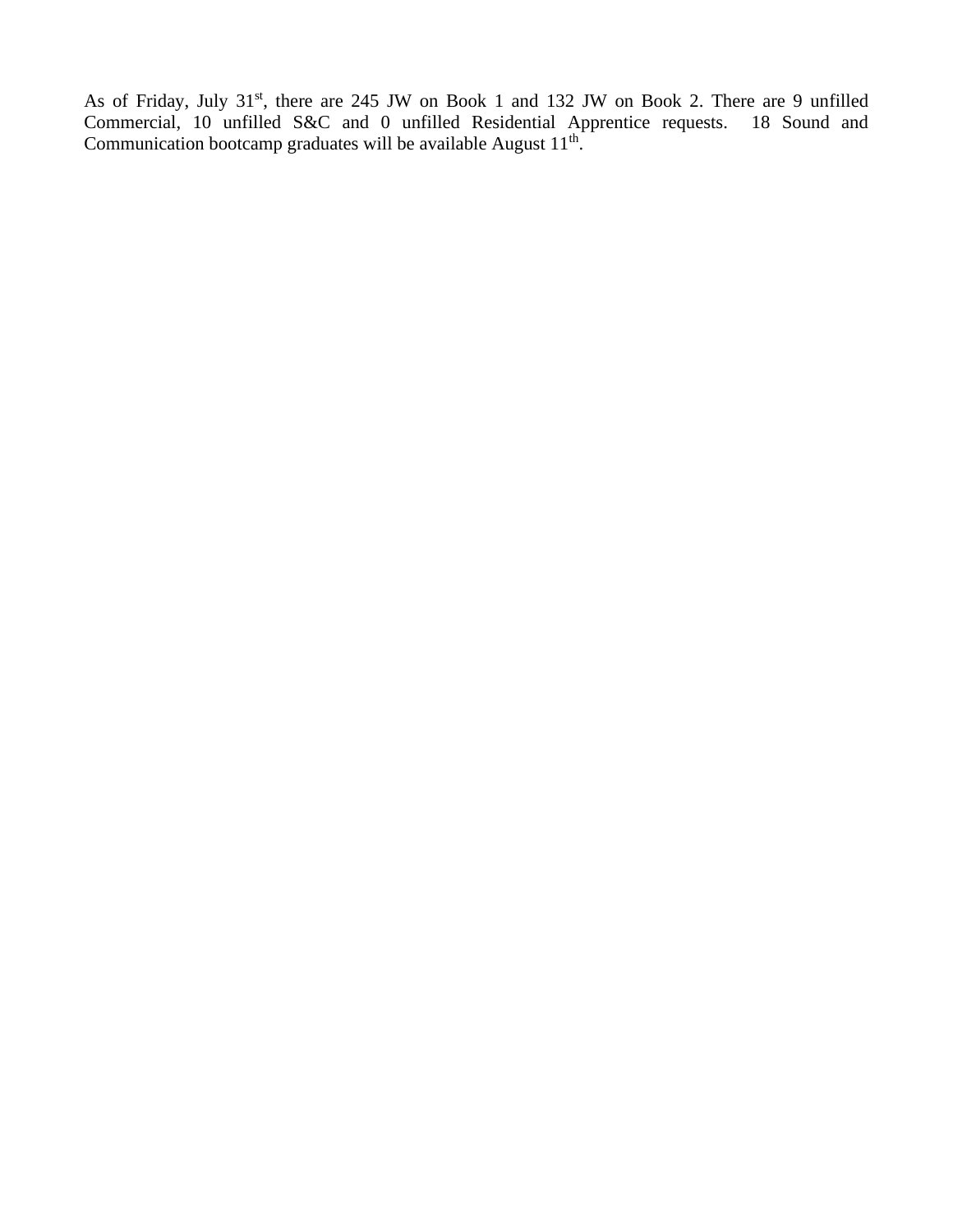As of Friday, July 31st, there are 245 JW on Book 1 and 132 JW on Book 2. There are 9 unfilled Commercial, 10 unfilled S&C and 0 unfilled Residential Apprentice requests. 18 Sound and Communication bootcamp graduates will be available August 11th.